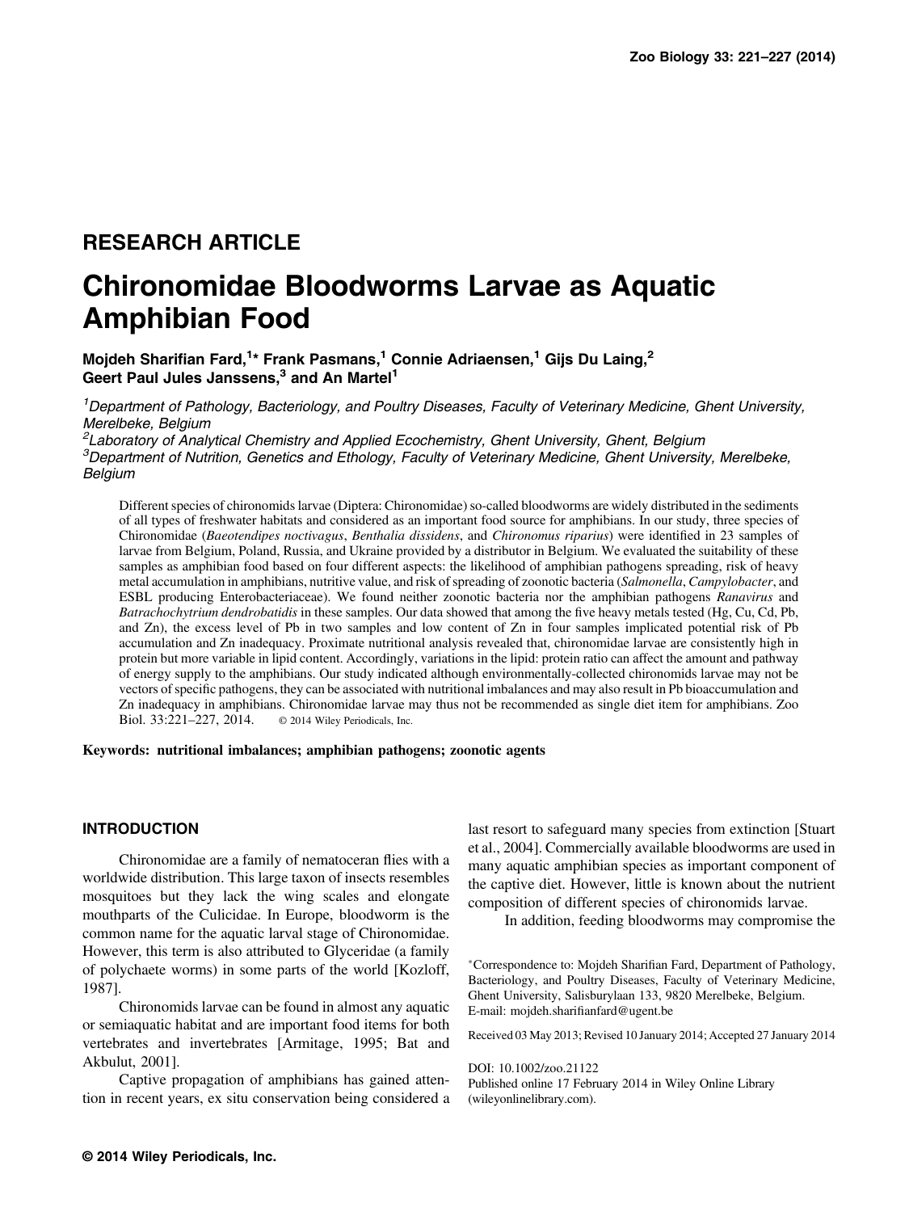RESEARCH ARTICLE

# Chironomidae Bloodworms Larvae as Aquatic Amphibian Food

**Mojdeh Sharifian Fard,[1]* Frank Pasmans,[1] Connie Adriaensen,[1] Gijs Du Laing,[2] Geert Paul Jules Janssens,[3] and An Martel[1]**

[1]*Department of Pathology, Bacteriology, and Poultry Diseases, Faculty of Veterinary Medicine, Ghent University, Merelbeke, Belgium*
[2]*Laboratory of Analytical Chemistry and Applied Ecochemistry, Ghent University, Ghent, Belgium*
[3]*Department of Nutrition, Genetics and Ethology, Faculty of Veterinary Medicine, Ghent University, Merelbeke, Belgium*

Different species of chironomids larvae (Diptera: Chironomidae) so-called bloodworms are widely distributed in the sediments of all types of freshwater habitats and considered as an important food source for amphibians. In our study, three species of Chironomidae (*Baeotendipes noctivagus*, *Benthalia dissidens*, and *Chironomus riparius*) were identified in 23 samples of larvae from Belgium, Poland, Russia, and Ukraine provided by a distributor in Belgium. We evaluated the suitability of these samples as amphibian food based on four different aspects: the likelihood of amphibian pathogens spreading, risk of heavy metal accumulation in amphibians, nutritive value, and risk of spreading of zoonotic bacteria (*Salmonella*, *Campylobacter*, and ESBL producing Enterobacteriaceae). We found neither zoonotic bacteria nor the amphibian pathogens *Ranavirus* and *Batrachochytrium dendrobatidis* in these samples. Our data showed that among the five heavy metals tested (Hg, Cu, Cd, Pb, and Zn), the excess level of Pb in two samples and low content of Zn in four samples implicated potential risk of Pb accumulation and Zn inadequacy. Proximate nutritional analysis revealed that, chironomidae larvae are consistently high in protein but more variable in lipid content. Accordingly, variations in the lipid: protein ratio can affect the amount and pathway of energy supply to the amphibians. Our study indicated although environmentally-collected chironomids larvae may not be vectors of specific pathogens, they can be associated with nutritional imbalances and may also result in Pb bioaccumulation and Zn inadequacy in amphibians. Chironomidae larvae may thus not be recommended as single diet item for amphibians. Zoo Biol. 33:221–227, 2014. © 2014 Wiley Periodicals, Inc.

**Keywords: nutritional imbalances; amphibian pathogens; zoonotic agents**

## INTRODUCTION

Chironomidae are a family of nematoceran flies with a worldwide distribution. This large taxon of insects resembles mosquitoes but they lack the wing scales and elongate mouthparts of the Culicidae. In Europe, bloodworm is the common name for the aquatic larval stage of Chironomidae. However, this term is also attributed to Glyceridae (a family of polychaete worms) in some parts of the world [Kozloff, 1987].

Chironomids larvae can be found in almost any aquatic or semiaquatic habitat and are important food items for both vertebrates and invertebrates [Armitage, 1995; Bat and Akbulut, 2001].

Captive propagation of amphibians has gained attention in recent years, ex situ conservation being considered a last resort to safeguard many species from extinction [Stuart et al., 2004]. Commercially available bloodworms are used in many aquatic amphibian species as important component of the captive diet. However, little is known about the nutrient composition of different species of chironomids larvae.

In addition, feeding bloodworms may compromise the

*Correspondence to: Mojdeh Sharifian Fard, Department of Pathology, Bacteriology, and Poultry Diseases, Faculty of Veterinary Medicine, Ghent University, Salisburylaan 133, 9820 Merelbeke, Belgium. E-mail: mojdeh.sharifianfard@ugent.be

Received 03 May 2013; Revised 10 January 2014; Accepted 27 January 2014

DOI: 10.1002/zoo.21122
Published online 17 February 2014 in Wiley Online Library (wileyonlinelibrary.com).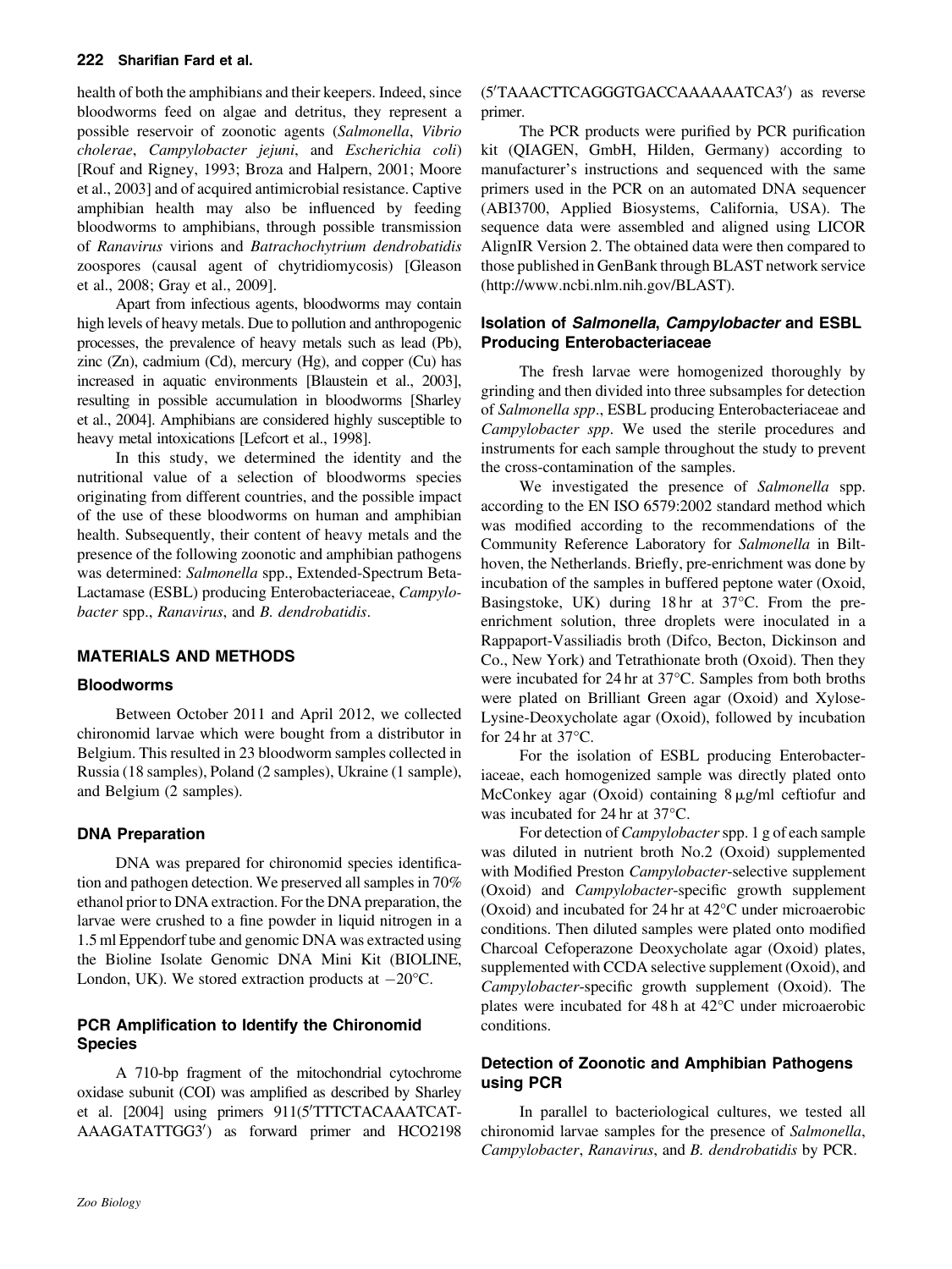health of both the amphibians and their keepers. Indeed, since bloodworms feed on algae and detritus, they represent a possible reservoir of zoonotic agents (*Salmonella*, *Vibrio cholerae*, *Campylobacter jejuni*, and *Escherichia coli*) [Rouf and Rigney, 1993; Broza and Halpern, 2001; Moore et al., 2003] and of acquired antimicrobial resistance. Captive amphibian health may also be influenced by feeding bloodworms to amphibians, through possible transmission of *Ranavirus* virions and *Batrachochytrium dendrobatidis* zoospores (causal agent of chytridiomycosis) [Gleason et al., 2008; Gray et al., 2009].

Apart from infectious agents, bloodworms may contain high levels of heavy metals. Due to pollution and anthropogenic processes, the prevalence of heavy metals such as lead (Pb), zinc (Zn), cadmium (Cd), mercury (Hg), and copper (Cu) has increased in aquatic environments [Blaustein et al., 2003], resulting in possible accumulation in bloodworms [Sharley et al., 2004]. Amphibians are considered highly susceptible to heavy metal intoxications [Lefcort et al., 1998].

In this study, we determined the identity and the nutritional value of a selection of bloodworms species originating from different countries, and the possible impact of the use of these bloodworms on human and amphibian health. Subsequently, their content of heavy metals and the presence of the following zoonotic and amphibian pathogens was determined: *Salmonella* spp., Extended-Spectrum Beta-Lactamase (ESBL) producing Enterobacteriaceae, *Campylobacter* spp., *Ranavirus*, and *B. dendrobatidis*.

## MATERIALS AND METHODS

### Bloodworms

Between October 2011 and April 2012, we collected chironomid larvae which were bought from a distributor in Belgium. This resulted in 23 bloodworm samples collected in Russia (18 samples), Poland (2 samples), Ukraine (1 sample), and Belgium (2 samples).

### DNA Preparation

DNA was prepared for chironomid species identification and pathogen detection. We preserved all samples in 70% ethanol prior to DNA extraction. For the DNA preparation, the larvae were crushed to a fine powder in liquid nitrogen in a 1.5 ml Eppendorf tube and genomic DNA was extracted using the Bioline Isolate Genomic DNA Mini Kit (BIOLINE, London, UK). We stored extraction products at −20°C.

### PCR Amplification to Identify the Chironomid Species

A 710-bp fragment of the mitochondrial cytochrome oxidase subunit (COI) was amplified as described by Sharley et al. [2004] using primers 911(5′TTTCTACAAATCAT-AAAGATATTGG3′) as forward primer and HCO2198 (5′TAAACTTCAGGGTGACCAAAAAATCA3′) as reverse primer.

The PCR products were purified by PCR purification kit (QIAGEN, GmbH, Hilden, Germany) according to manufacturer's instructions and sequenced with the same primers used in the PCR on an automated DNA sequencer (ABI3700, Applied Biosystems, California, USA). The sequence data were assembled and aligned using LICOR AlignIR Version 2. The obtained data were then compared to those published in GenBank through BLAST network service (http://www.ncbi.nlm.nih.gov/BLAST).

### Isolation of *Salmonella*, *Campylobacter* and ESBL Producing Enterobacteriaceae

The fresh larvae were homogenized thoroughly by grinding and then divided into three subsamples for detection of *Salmonella spp*., ESBL producing Enterobacteriaceae and *Campylobacter spp*. We used the sterile procedures and instruments for each sample throughout the study to prevent the cross-contamination of the samples.

We investigated the presence of *Salmonella* spp. according to the EN ISO 6579:2002 standard method which was modified according to the recommendations of the Community Reference Laboratory for *Salmonella* in Bilthoven, the Netherlands. Briefly, pre-enrichment was done by incubation of the samples in buffered peptone water (Oxoid, Basingstoke, UK) during 18 hr at 37°C. From the pre-enrichment solution, three droplets were inoculated in a Rappaport-Vassiliadis broth (Difco, Becton, Dickinson and Co., New York) and Tetrathionate broth (Oxoid). Then they were incubated for 24 hr at 37°C. Samples from both broths were plated on Brilliant Green agar (Oxoid) and Xylose-Lysine-Deoxycholate agar (Oxoid), followed by incubation for 24 hr at 37°C.

For the isolation of ESBL producing Enterobacteriaceae, each homogenized sample was directly plated onto McConkey agar (Oxoid) containing 8 μg/ml ceftiofur and was incubated for 24 hr at 37°C.

For detection of *Campylobacter* spp. 1 g of each sample was diluted in nutrient broth No.2 (Oxoid) supplemented with Modified Preston *Campylobacter*-selective supplement (Oxoid) and *Campylobacter*-specific growth supplement (Oxoid) and incubated for 24 hr at 42°C under microaerobic conditions. Then diluted samples were plated onto modified Charcoal Cefoperazone Deoxycholate agar (Oxoid) plates, supplemented with CCDA selective supplement (Oxoid), and *Campylobacter*-specific growth supplement (Oxoid). The plates were incubated for 48 h at 42°C under microaerobic conditions.

### Detection of Zoonotic and Amphibian Pathogens using PCR

In parallel to bacteriological cultures, we tested all chironomid larvae samples for the presence of *Salmonella*, *Campylobacter*, *Ranavirus*, and *B. dendrobatidis* by PCR.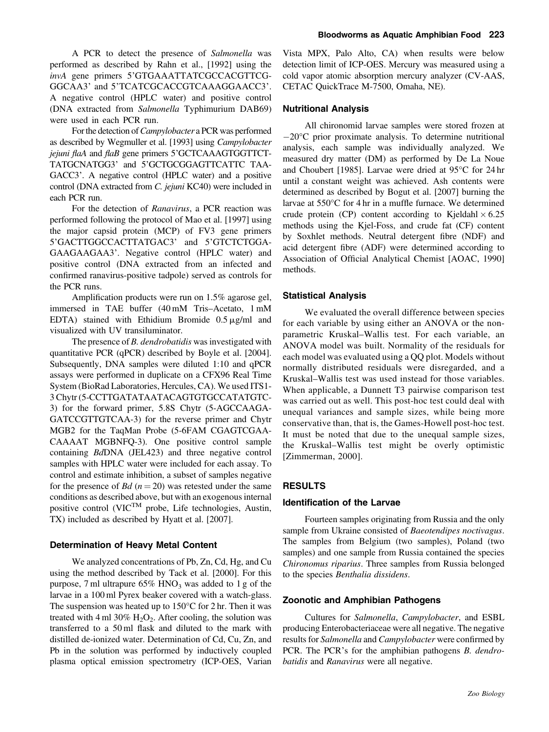A PCR to detect the presence of *Salmonella* was performed as described by Rahn et al., [1992] using the *invA* gene primers 5'GTGAAATTATCGCCACGTTCG-GGCAA3' and 5'TCATCGCACCGTCAAAGGAACC3'. A negative control (HPLC water) and positive control (DNA extracted from *Salmonella* Typhimurium DAB69) were used in each PCR run.

For the detection of *Campylobacter* a PCR was performed as described by Wegmuller et al. [1993] using *Campylobacter jejuni flaA* and *flaB* gene primers 5'GCTCAAAGTGGTTCT-TATGCNATGG3' and 5'GCTGCGGAGTTCATTC TAA-GACC3'. A negative control (HPLC water) and a positive control (DNA extracted from *C. jejuni* KC40) were included in each PCR run.

For the detection of *Ranavirus*, a PCR reaction was performed following the protocol of Mao et al. [1997] using the major capsid protein (MCP) of FV3 gene primers 5'GACTTGGCCACTTATGAC3' and 5'GTCTCTGGA-GAAGAAGAA3'. Negative control (HPLC water) and positive control (DNA extracted from an infected and confirmed ranavirus-positive tadpole) served as controls for the PCR runs.

Amplification products were run on 1.5% agarose gel, immersed in TAE buffer (40 mM Tris–Acetato, 1 mM EDTA) stained with Ethidium Bromide 0.5 μg/ml and visualized with UV transiluminator.

The presence of *B. dendrobatidis* was investigated with quantitative PCR (qPCR) described by Boyle et al. [2004]. Subsequently, DNA samples were diluted 1:10 and qPCR assays were performed in duplicate on a CFX96 Real Time System (BioRad Laboratories, Hercules, CA). We used ITS1-3 Chytr (5-CCTTGATATAATACAGTGTGCCATATGTC-3) for the forward primer, 5.8S Chytr (5-AGCCAAGA-GATCCGTTGTCAA-3) for the reverse primer and Chytr MGB2 for the TaqMan Probe (5-6FAM CGAGTCGAA-CAAAAT MGBNFQ-3). One positive control sample containing *Bd*DNA (JEL423) and three negative control samples with HPLC water were included for each assay. To control and estimate inhibition, a subset of samples negative for the presence of *Bd* ($n = 20$) was retested under the same conditions as described above, but with an exogenous internal positive control (VIC™ probe, Life technologies, Austin, TX) included as described by Hyatt et al. [2007].

### Determination of Heavy Metal Content

We analyzed concentrations of Pb, Zn, Cd, Hg, and Cu using the method described by Tack et al. [2000]. For this purpose, 7 ml ultrapure 65% $HNO_3$ was added to 1 g of the larvae in a 100 ml Pyrex beaker covered with a watch-glass. The suspension was heated up to 150°C for 2 hr. Then it was treated with 4 ml 30% $H_2O_2$. After cooling, the solution was transferred to a 50 ml flask and diluted to the mark with distilled de-ionized water. Determination of Cd, Cu, Zn, and Pb in the solution was performed by inductively coupled plasma optical emission spectrometry (ICP-OES, Varian Vista MPX, Palo Alto, CA) when results were below detection limit of ICP-OES. Mercury was measured using a cold vapor atomic absorption mercury analyzer (CV-AAS, CETAC QuickTrace M-7500, Omaha, NE).

### Nutritional Analysis

All chironomid larvae samples were stored frozen at −20°C prior proximate analysis. To determine nutritional analysis, each sample was individually analyzed. We measured dry matter (DM) as performed by De La Noue and Choubert [1985]. Larvae were dried at 95°C for 24 hr until a constant weight was achieved. Ash contents were determined as described by Bogut et al. [2007] burning the larvae at 550°C for 4 hr in a muffle furnace. We determined crude protein (CP) content according to Kjeldahl × 6.25 methods using the Kjel-Foss, and crude fat (CF) content by Soxhlet methods. Neutral detergent fibre (NDF) and acid detergent fibre (ADF) were determined according to Association of Official Analytical Chemist [AOAC, 1990] methods.

### Statistical Analysis

We evaluated the overall difference between species for each variable by using either an ANOVA or the non-parametric Kruskal–Wallis test. For each variable, an ANOVA model was built. Normality of the residuals for each model was evaluated using a QQ plot. Models without normally distributed residuals were disregarded, and a Kruskal–Wallis test was used instead for those variables. When applicable, a Dunnett T3 pairwise comparison test was carried out as well. This post-hoc test could deal with unequal variances and sample sizes, while being more conservative than, that is, the Games-Howell post-hoc test. It must be noted that due to the unequal sample sizes, the Kruskal–Wallis test might be overly optimistic [Zimmerman, 2000].

## RESULTS

### Identification of the Larvae

Fourteen samples originating from Russia and the only sample from Ukraine consisted of *Baeotendipes noctivagus*. The samples from Belgium (two samples), Poland (two samples) and one sample from Russia contained the species *Chironomus riparius*. Three samples from Russia belonged to the species *Benthalia dissidens*.

### Zoonotic and Amphibian Pathogens

Cultures for *Salmonella*, *Campylobacter*, and ESBL producing Enterobacteriaceae were all negative. The negative results for *Salmonella* and *Campylobacter* were confirmed by PCR. The PCR's for the amphibian pathogens *B. dendrobatidis* and *Ranavirus* were all negative.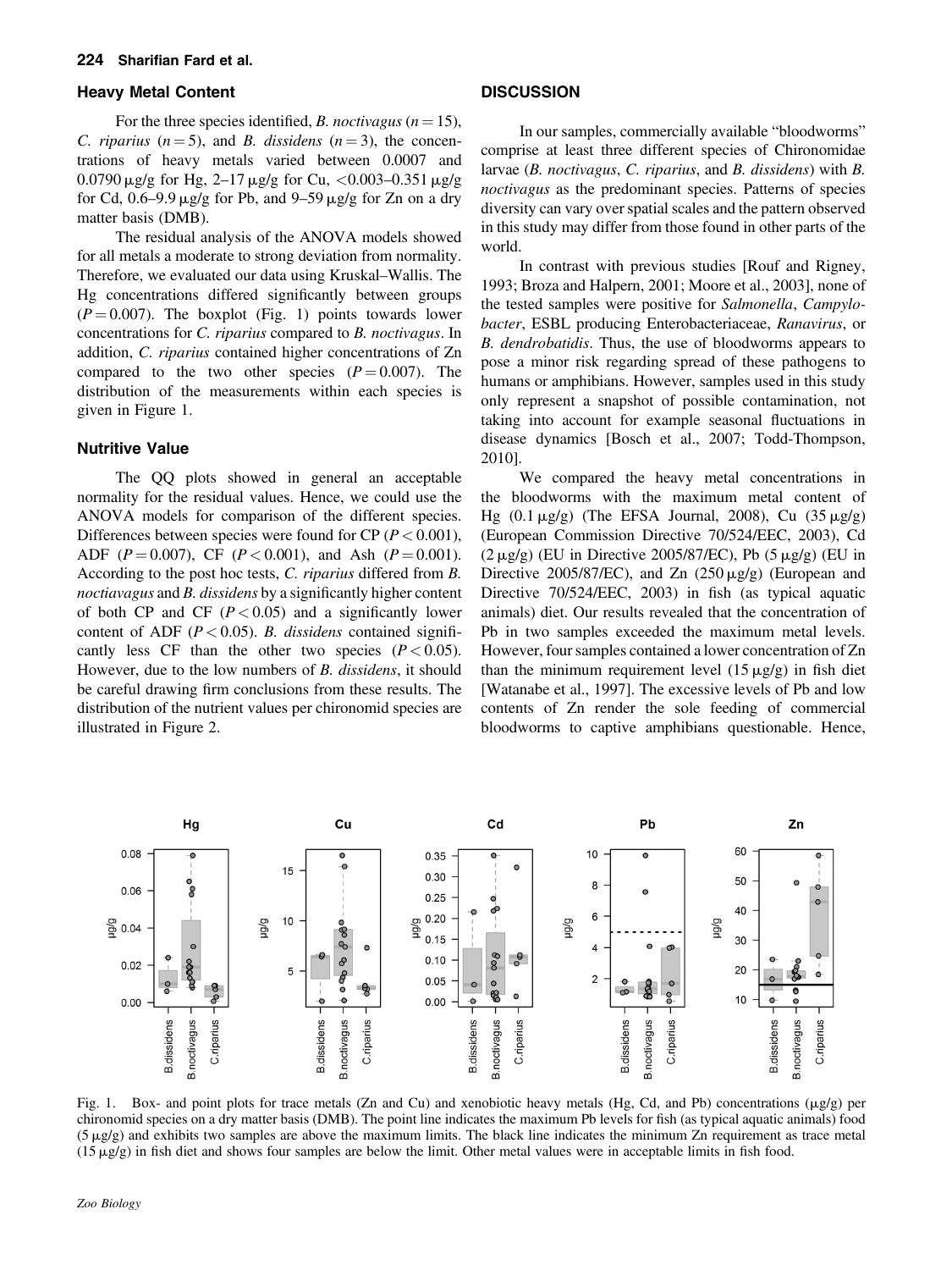### Heavy Metal Content

For the three species identified, *B. noctivagus* ($n = 15$), *C. riparius* ($n = 5$), and *B. dissidens* ($n = 3$), the concentrations of heavy metals varied between 0.0007 and 0.0790 μg/g for Hg, 2–17 μg/g for Cu, <0.003–0.351 μg/g for Cd, 0.6–9.9 μg/g for Pb, and 9–59 μg/g for Zn on a dry matter basis (DMB).

The residual analysis of the ANOVA models showed for all metals a moderate to strong deviation from normality. Therefore, we evaluated our data using Kruskal–Wallis. The Hg concentrations differed significantly between groups ($P = 0.007$). The boxplot (Fig. 1) points towards lower concentrations for *C. riparius* compared to *B. noctivagus*. In addition, *C. riparius* contained higher concentrations of Zn compared to the two other species ($P = 0.007$). The distribution of the measurements within each species is given in Figure 1.

### Nutritive Value

The QQ plots showed in general an acceptable normality for the residual values. Hence, we could use the ANOVA models for comparison of the different species. Differences between species were found for CP ($P < 0.001$), ADF ($P = 0.007$), CF ($P < 0.001$), and Ash ($P = 0.001$). According to the post hoc tests, *C. riparius* differed from *B. noctiavagus* and *B. dissidens* by a significantly higher content of both CP and CF ($P < 0.05$) and a significantly lower content of ADF ($P < 0.05$). *B. dissidens* contained significantly less CF than the other two species ($P < 0.05$). However, due to the low numbers of *B. dissidens*, it should be careful drawing firm conclusions from these results. The distribution of the nutrient values per chironomid species are illustrated in Figure 2.

## DISCUSSION

In our samples, commercially available "bloodworms" comprise at least three different species of Chironomidae larvae (*B. noctivagus*, *C. riparius*, and *B. dissidens*) with *B. noctivagus* as the predominant species. Patterns of species diversity can vary over spatial scales and the pattern observed in this study may differ from those found in other parts of the world.

In contrast with previous studies [Rouf and Rigney, 1993; Broza and Halpern, 2001; Moore et al., 2003], none of the tested samples were positive for *Salmonella*, *Campylobacter*, ESBL producing Enterobacteriaceae, *Ranavirus*, or *B. dendrobatidis*. Thus, the use of bloodworms appears to pose a minor risk regarding spread of these pathogens to humans or amphibians. However, samples used in this study only represent a snapshot of possible contamination, not taking into account for example seasonal fluctuations in disease dynamics [Bosch et al., 2007; Todd-Thompson, 2010].

We compared the heavy metal concentrations in the bloodworms with the maximum metal content of Hg (0.1 μg/g) (The EFSA Journal, 2008), Cu (35 μg/g) (European Commission Directive 70/524/EEC, 2003), Cd (2 μg/g) (EU in Directive 2005/87/EC), Pb (5 μg/g) (EU in Directive 2005/87/EC), and Zn (250 μg/g) (European and Directive 70/524/EEC, 2003) in fish (as typical aquatic animals) diet. Our results revealed that the concentration of Pb in two samples exceeded the maximum metal levels. However, four samples contained a lower concentration of Zn than the minimum requirement level (15 μg/g) in fish diet [Watanabe et al., 1997]. The excessive levels of Pb and low contents of Zn render the sole feeding of commercial bloodworms to captive amphibians questionable. Hence,

Fig. 1. Box- and point plots for trace metals (Zn and Cu) and xenobiotic heavy metals (Hg, Cd, and Pb) concentrations (μg/g) per chironomid species on a dry matter basis (DMB). The point line indicates the maximum Pb levels for fish (as typical aquatic animals) food (5 μg/g) and exhibits two samples are above the maximum limits. The black line indicates the minimum Zn requirement as trace metal (15 μg/g) in fish diet and shows four samples are below the limit. Other metal values were in acceptable limits in fish food.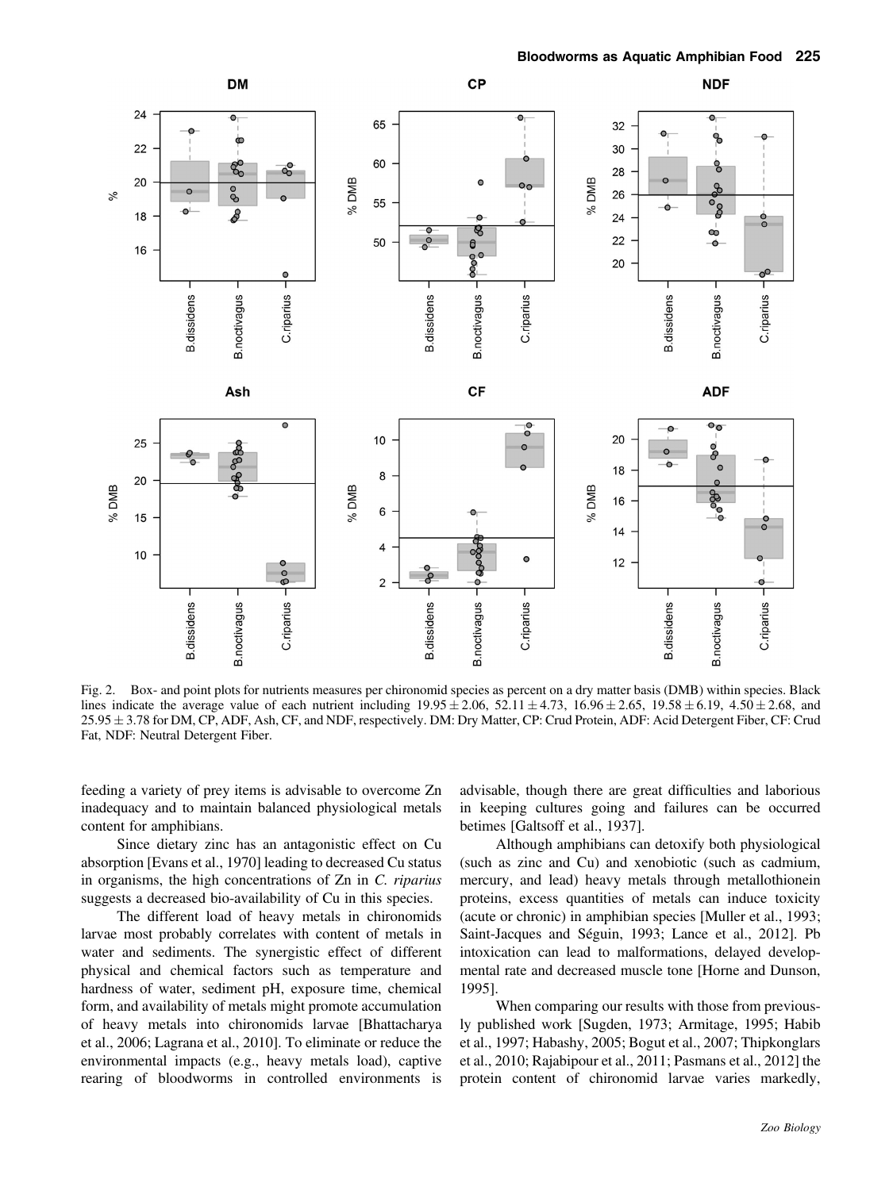Fig. 2. Box- and point plots for nutrients measures per chironomid species as percent on a dry matter basis (DMB) within species. Black lines indicate the average value of each nutrient including $19.95 \pm 2.06$, $52.11 \pm 4.73$, $16.96 \pm 2.65$, $19.58 \pm 6.19$, $4.50 \pm 2.68$, and $25.95 \pm 3.78$ for DM, CP, ADF, Ash, CF, and NDF, respectively. DM: Dry Matter, CP: Crud Protein, ADF: Acid Detergent Fiber, CF: Crud Fat, NDF: Neutral Detergent Fiber.

feeding a variety of prey items is advisable to overcome Zn inadequacy and to maintain balanced physiological metals content for amphibians.

Since dietary zinc has an antagonistic effect on Cu absorption [Evans et al., 1970] leading to decreased Cu status in organisms, the high concentrations of Zn in *C. riparius* suggests a decreased bio-availability of Cu in this species.

The different load of heavy metals in chironomids larvae most probably correlates with content of metals in water and sediments. The synergistic effect of different physical and chemical factors such as temperature and hardness of water, sediment pH, exposure time, chemical form, and availability of metals might promote accumulation of heavy metals into chironomids larvae [Bhattacharya et al., 2006; Lagrana et al., 2010]. To eliminate or reduce the environmental impacts (e.g., heavy metals load), captive rearing of bloodworms in controlled environments is advisable, though there are great difficulties and laborious in keeping cultures going and failures can be occurred betimes [Galtsoff et al., 1937].

Although amphibians can detoxify both physiological (such as zinc and Cu) and xenobiotic (such as cadmium, mercury, and lead) heavy metals through metallothionein proteins, excess quantities of metals can induce toxicity (acute or chronic) in amphibian species [Muller et al., 1993; Saint-Jacques and Séguin, 1993; Lance et al., 2012]. Pb intoxication can lead to malformations, delayed developmental rate and decreased muscle tone [Horne and Dunson, 1995].

When comparing our results with those from previously published work [Sugden, 1973; Armitage, 1995; Habib et al., 1997; Habashy, 2005; Bogut et al., 2007; Thipkonglars et al., 2010; Rajabipour et al., 2011; Pasmans et al., 2012] the protein content of chironomid larvae varies markedly,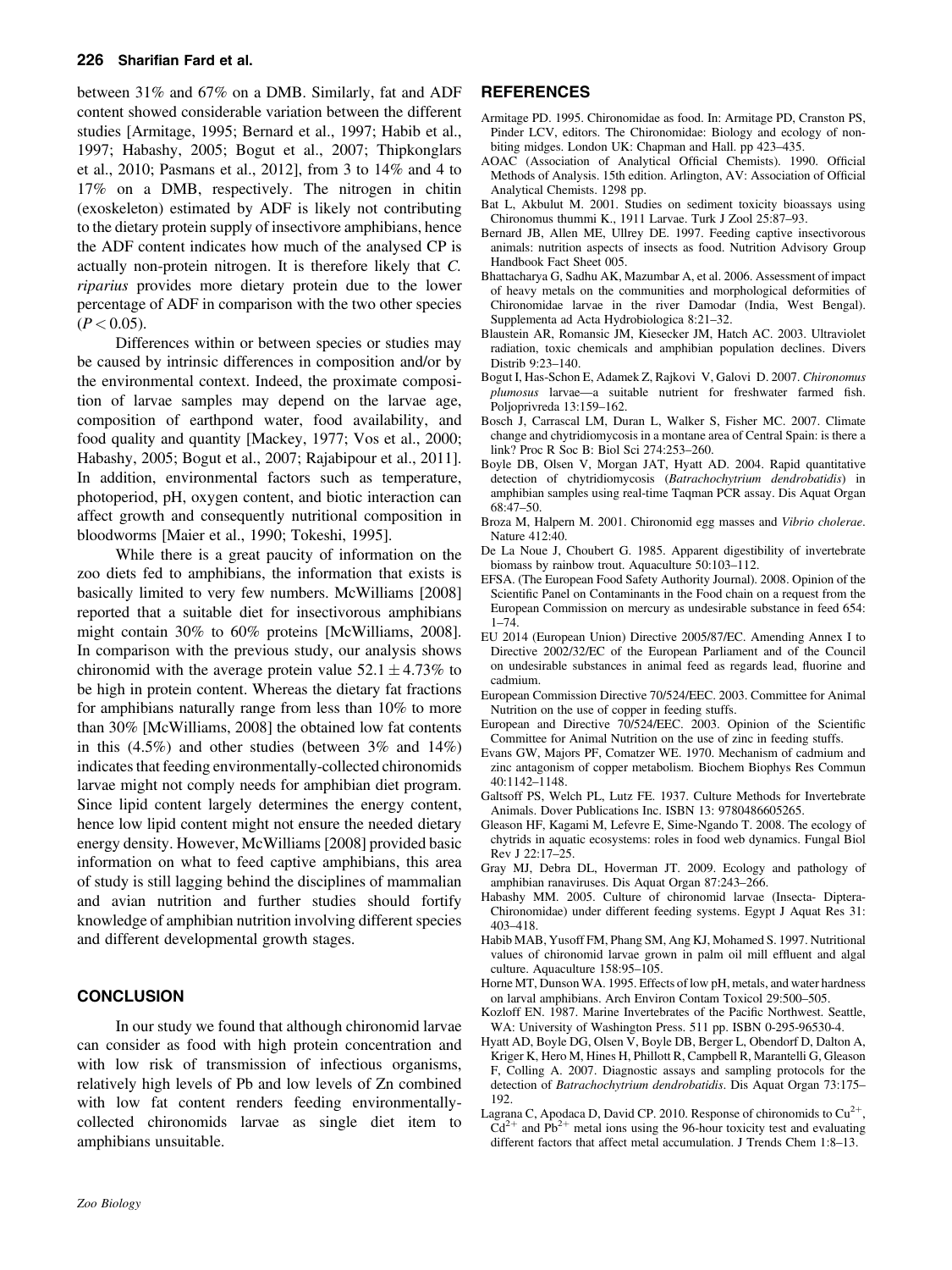between 31% and 67% on a DMB. Similarly, fat and ADF content showed considerable variation between the different studies [Armitage, 1995; Bernard et al., 1997; Habib et al., 1997; Habashy, 2005; Bogut et al., 2007; Thipkonglars et al., 2010; Pasmans et al., 2012], from 3 to 14% and 4 to 17% on a DMB, respectively. The nitrogen in chitin (exoskeleton) estimated by ADF is likely not contributing to the dietary protein supply of insectivore amphibians, hence the ADF content indicates how much of the analysed CP is actually non-protein nitrogen. It is therefore likely that *C. riparius* provides more dietary protein due to the lower percentage of ADF in comparison with the two other species ($P < 0.05$).

Differences within or between species or studies may be caused by intrinsic differences in composition and/or by the environmental context. Indeed, the proximate composition of larvae samples may depend on the larvae age, composition of earthpond water, food availability, and food quality and quantity [Mackey, 1977; Vos et al., 2000; Habashy, 2005; Bogut et al., 2007; Rajabipour et al., 2011]. In addition, environmental factors such as temperature, photoperiod, pH, oxygen content, and biotic interaction can affect growth and consequently nutritional composition in bloodworms [Maier et al., 1990; Tokeshi, 1995].

While there is a great paucity of information on the zoo diets fed to amphibians, the information that exists is basically limited to very few numbers. McWilliams [2008] reported that a suitable diet for insectivorous amphibians might contain 30% to 60% proteins [McWilliams, 2008]. In comparison with the previous study, our analysis shows chironomid with the average protein value $52.1 \pm 4.73\%$ to be high in protein content. Whereas the dietary fat fractions for amphibians naturally range from less than 10% to more than 30% [McWilliams, 2008] the obtained low fat contents in this (4.5%) and other studies (between 3% and 14%) indicates that feeding environmentally-collected chironomids larvae might not comply needs for amphibian diet program. Since lipid content largely determines the energy content, hence low lipid content might not ensure the needed dietary energy density. However, McWilliams [2008] provided basic information on what to feed captive amphibians, this area of study is still lagging behind the disciplines of mammalian and avian nutrition and further studies should fortify knowledge of amphibian nutrition involving different species and different developmental growth stages.

## CONCLUSION

In our study we found that although chironomid larvae can consider as food with high protein concentration and with low risk of transmission of infectious organisms, relatively high levels of Pb and low levels of Zn combined with low fat content renders feeding environmentally-collected chironomids larvae as single diet item to amphibians unsuitable.

## REFERENCES

Armitage PD. 1995. Chironomidae as food. In: Armitage PD, Cranston PS, Pinder LCV, editors. The Chironomidae: Biology and ecology of non-biting midges. London UK: Chapman and Hall. pp 423–435.

AOAC (Association of Analytical Official Chemists). 1990. Official Methods of Analysis. 15th edition. Arlington, AV: Association of Official Analytical Chemists. 1298 pp.

Bat L, Akbulut M. 2001. Studies on sediment toxicity bioassays using Chironomus thummi K., 1911 Larvae. Turk J Zool 25:87–93.

Bernard JB, Allen ME, Ullrey DE. 1997. Feeding captive insectivorous animals: nutrition aspects of insects as food. Nutrition Advisory Group Handbook Fact Sheet 005.

Bhattacharya G, Sadhu AK, Mazumbar A, et al. 2006. Assessment of impact of heavy metals on the communities and morphological deformities of Chironomidae larvae in the river Damodar (India, West Bengal). Supplementa ad Acta Hydrobiologica 8:21–32.

Blaustein AR, Romansic JM, Kiesecker JM, Hatch AC. 2003. Ultraviolet radiation, toxic chemicals and amphibian population declines. Divers Distrib 9:23–140.

Bogut I, Has-Schon E, Adamek Z, Rajkovi V, Galovi D. 2007. *Chironomus plumosus* larvae—a suitable nutrient for freshwater farmed fish. Poljoprivreda 13:159–162.

Bosch J, Carrascal LM, Duran L, Walker S, Fisher MC. 2007. Climate change and chytridiomycosis in a montane area of Central Spain: is there a link? Proc R Soc B: Biol Sci 274:253–260.

Boyle DB, Olsen V, Morgan JAT, Hyatt AD. 2004. Rapid quantitative detection of chytridiomycosis (*Batrachochytrium dendrobatidis*) in amphibian samples using real-time Taqman PCR assay. Dis Aquat Organ 68:47–50.

Broza M, Halpern M. 2001. Chironomid egg masses and *Vibrio cholerae*. Nature 412:40.

De La Noue J, Choubert G. 1985. Apparent digestibility of invertebrate biomass by rainbow trout. Aquaculture 50:103–112.

EFSA. (The European Food Safety Authority Journal). 2008. Opinion of the Scientific Panel on Contaminants in the Food chain on a request from the European Commission on mercury as undesirable substance in feed 654: 1–74.

EU 2014 (European Union) Directive 2005/87/EC. Amending Annex I to Directive 2002/32/EC of the European Parliament and of the Council on undesirable substances in animal feed as regards lead, fluorine and cadmium.

European Commission Directive 70/524/EEC. 2003. Committee for Animal Nutrition on the use of copper in feeding stuffs.

European and Directive 70/524/EEC. 2003. Opinion of the Scientific Committee for Animal Nutrition on the use of zinc in feeding stuffs.

Evans GW, Majors PF, Comatzer WE. 1970. Mechanism of cadmium and zinc antagonism of copper metabolism. Biochem Biophys Res Commun 40:1142–1148.

Galtsoff PS, Welch PL, Lutz FE. 1937. Culture Methods for Invertebrate Animals. Dover Publications Inc. ISBN 13: 9780486605265.

Gleason HF, Kagami M, Lefevre E, Sime-Ngando T. 2008. The ecology of chytrids in aquatic ecosystems: roles in food web dynamics. Fungal Biol Rev J 22:17–25.

Gray MJ, Debra DL, Hoverman JT. 2009. Ecology and pathology of amphibian ranaviruses. Dis Aquat Organ 87:243–266.

Habashy MM. 2005. Culture of chironomid larvae (Insecta- Diptera- Chironomidae) under different feeding systems. Egypt J Aquat Res 31: 403–418.

Habib MAB, Yusoff FM, Phang SM, Ang KJ, Mohamed S. 1997. Nutritional values of chironomid larvae grown in palm oil mill effluent and algal culture. Aquaculture 158:95–105.

Horne MT, Dunson WA. 1995. Effects of low pH, metals, and water hardness on larval amphibians. Arch Environ Contam Toxicol 29:500–505.

Kozloff EN. 1987. Marine Invertebrates of the Pacific Northwest. Seattle, WA: University of Washington Press. 511 pp. ISBN 0-295-96530-4.

Hyatt AD, Boyle DG, Olsen V, Boyle DB, Berger L, Obendorf D, Dalton A, Kriger K, Hero M, Hines H, Phillott R, Campbell R, Marantelli G, Gleason F, Colling A. 2007. Diagnostic assays and sampling protocols for the detection of *Batrachochytrium dendrobatidis*. Dis Aquat Organ 73:175–192.

Lagrana C, Apodaca D, David CP. 2010. Response of chironomids to $Cu^{2+}$, $Cd^{2+}$ and $Pb^{2+}$ metal ions using the 96-hour toxicity test and evaluating different factors that affect metal accumulation. J Trends Chem 1:8–13.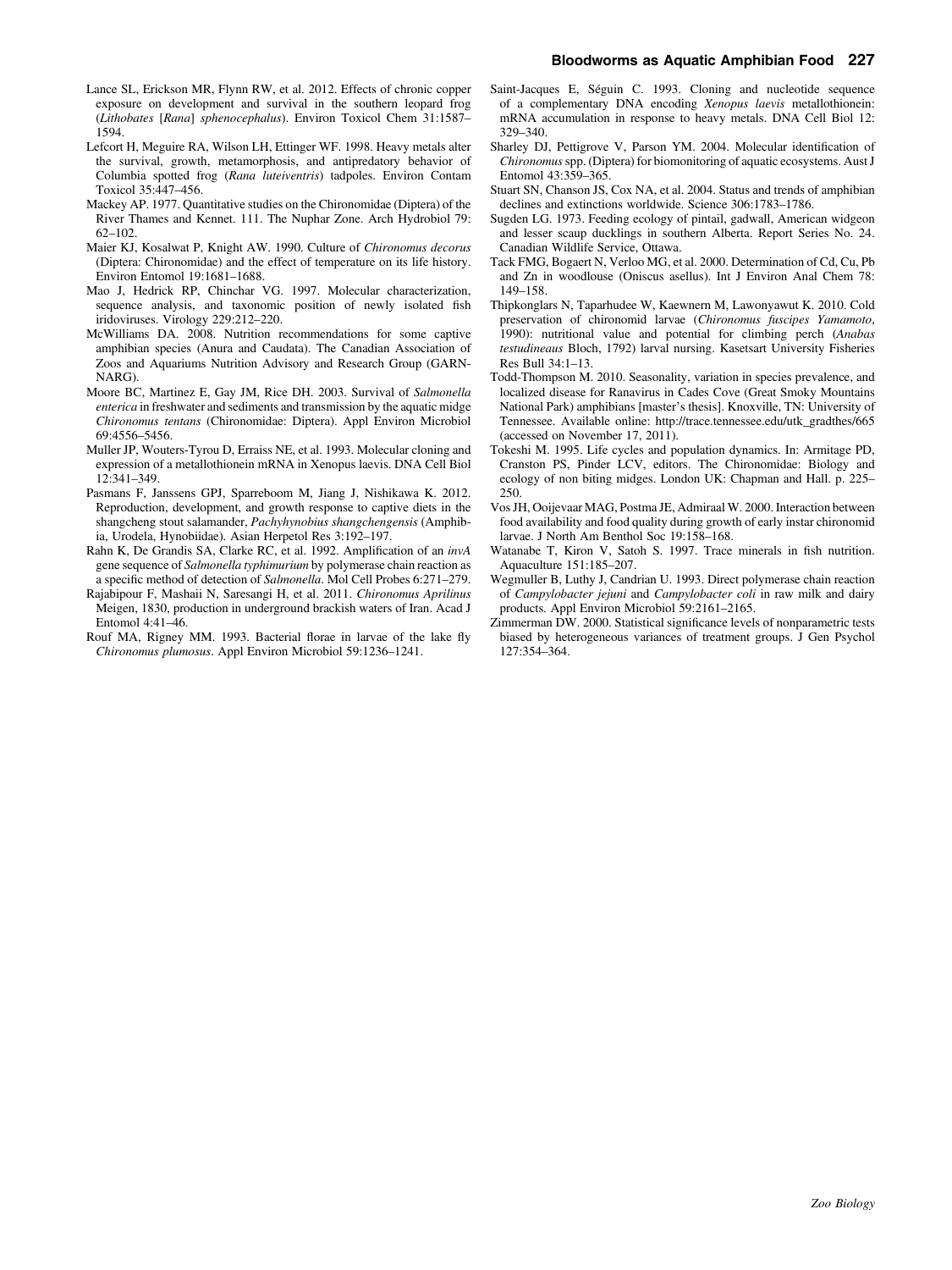Lance SL, Erickson MR, Flynn RW, et al. 2012. Effects of chronic copper exposure on development and survival in the southern leopard frog (*Lithobates* [*Rana*] *sphenocephalus*). Environ Toxicol Chem 31:1587–1594.

Lefcort H, Meguire RA, Wilson LH, Ettinger WF. 1998. Heavy metals alter the survival, growth, metamorphosis, and antipredatory behavior of Columbia spotted frog (*Rana luteiventris*) tadpoles. Environ Contam Toxicol 35:447–456.

Mackey AP. 1977. Quantitative studies on the Chironomidae (Diptera) of the River Thames and Kennet. 111. The Nuphar Zone. Arch Hydrobiol 79: 62–102.

Maier KJ, Kosalwat P, Knight AW. 1990. Culture of *Chironomus decorus* (Diptera: Chironomidae) and the effect of temperature on its life history. Environ Entomol 19:1681–1688.

Mao J, Hedrick RP, Chinchar VG. 1997. Molecular characterization, sequence analysis, and taxonomic position of newly isolated fish iridoviruses. Virology 229:212–220.

McWilliams DA. 2008. Nutrition recommendations for some captive amphibian species (Anura and Caudata). The Canadian Association of Zoos and Aquariums Nutrition Advisory and Research Group (GARN-NARG).

Moore BC, Martinez E, Gay JM, Rice DH. 2003. Survival of *Salmonella enterica* in freshwater and sediments and transmission by the aquatic midge *Chironomus tentans* (Chironomidae: Diptera). Appl Environ Microbiol 69:4556–5456.

Muller JP, Wouters-Tyrou D, Erraiss NE, et al. 1993. Molecular cloning and expression of a metallothionein mRNA in Xenopus laevis. DNA Cell Biol 12:341–349.

Pasmans F, Janssens GPJ, Sparreboom M, Jiang J, Nishikawa K. 2012. Reproduction, development, and growth response to captive diets in the shangcheng stout salamander, *Pachyhynobius shangchengensis* (Amphibia, Urodela, Hynobiidae). Asian Herpetol Res 3:192–197.

Rahn K, De Grandis SA, Clarke RC, et al. 1992. Amplification of an *invA* gene sequence of *Salmonella typhimurium* by polymerase chain reaction as a specific method of detection of *Salmonella*. Mol Cell Probes 6:271–279.

Rajabipour F, Mashaii N, Saresangi H, et al. 2011. *Chironomus Aprilinus* Meigen, 1830, production in underground brackish waters of Iran. Acad J Entomol 4:41–46.

Rouf MA, Rigney MM. 1993. Bacterial florae in larvae of the lake fly *Chironomus plumosus*. Appl Environ Microbiol 59:1236–1241.

Saint-Jacques E, Séguin C. 1993. Cloning and nucleotide sequence of a complementary DNA encoding *Xenopus laevis* metallothionein: mRNA accumulation in response to heavy metals. DNA Cell Biol 12: 329–340.

Sharley DJ, Pettigrove V, Parson YM. 2004. Molecular identification of *Chironomus* spp. (Diptera) for biomonitoring of aquatic ecosystems. Aust J Entomol 43:359–365.

Stuart SN, Chanson JS, Cox NA, et al. 2004. Status and trends of amphibian declines and extinctions worldwide. Science 306:1783–1786.

Sugden LG. 1973. Feeding ecology of pintail, gadwall, American widgeon and lesser scaup ducklings in southern Alberta. Report Series No. 24. Canadian Wildlife Service, Ottawa.

Tack FMG, Bogaert N, Verloo MG, et al. 2000. Determination of Cd, Cu, Pb and Zn in woodlouse (Oniscus asellus). Int J Environ Anal Chem 78: 149–158.

Thipkonglars N, Taparhudee W, Kaewnern M, Lawonyawut K. 2010. Cold preservation of chironomid larvae (*Chironomus fuscipes Yamamoto*, 1990): nutritional value and potential for climbing perch (*Anabas testudineaus* Bloch, 1792) larval nursing. Kasetsart University Fisheries Res Bull 34:1–13.

Todd-Thompson M. 2010. Seasonality, variation in species prevalence, and localized disease for Ranavirus in Cades Cove (Great Smoky Mountains National Park) amphibians [master's thesis]. Knoxville, TN: University of Tennessee. Available online: http://trace.tennessee.edu/utk_gradthes/665 (accessed on November 17, 2011).

Tokeshi M. 1995. Life cycles and population dynamics. In: Armitage PD, Cranston PS, Pinder LCV, editors. The Chironomidae: Biology and ecology of non biting midges. London UK: Chapman and Hall. p. 225–250.

Vos JH, Ooijevaar MAG, Postma JE, Admiraal W. 2000. Interaction between food availability and food quality during growth of early instar chironomid larvae. J North Am Benthol Soc 19:158–168.

Watanabe T, Kiron V, Satoh S. 1997. Trace minerals in fish nutrition. Aquaculture 151:185–207.

Wegmuller B, Luthy J, Candrian U. 1993. Direct polymerase chain reaction of *Campylobacter jejuni* and *Campylobacter coli* in raw milk and dairy products. Appl Environ Microbiol 59:2161–2165.

Zimmerman DW. 2000. Statistical significance levels of nonparametric tests biased by heterogeneous variances of treatment groups. J Gen Psychol 127:354–364.